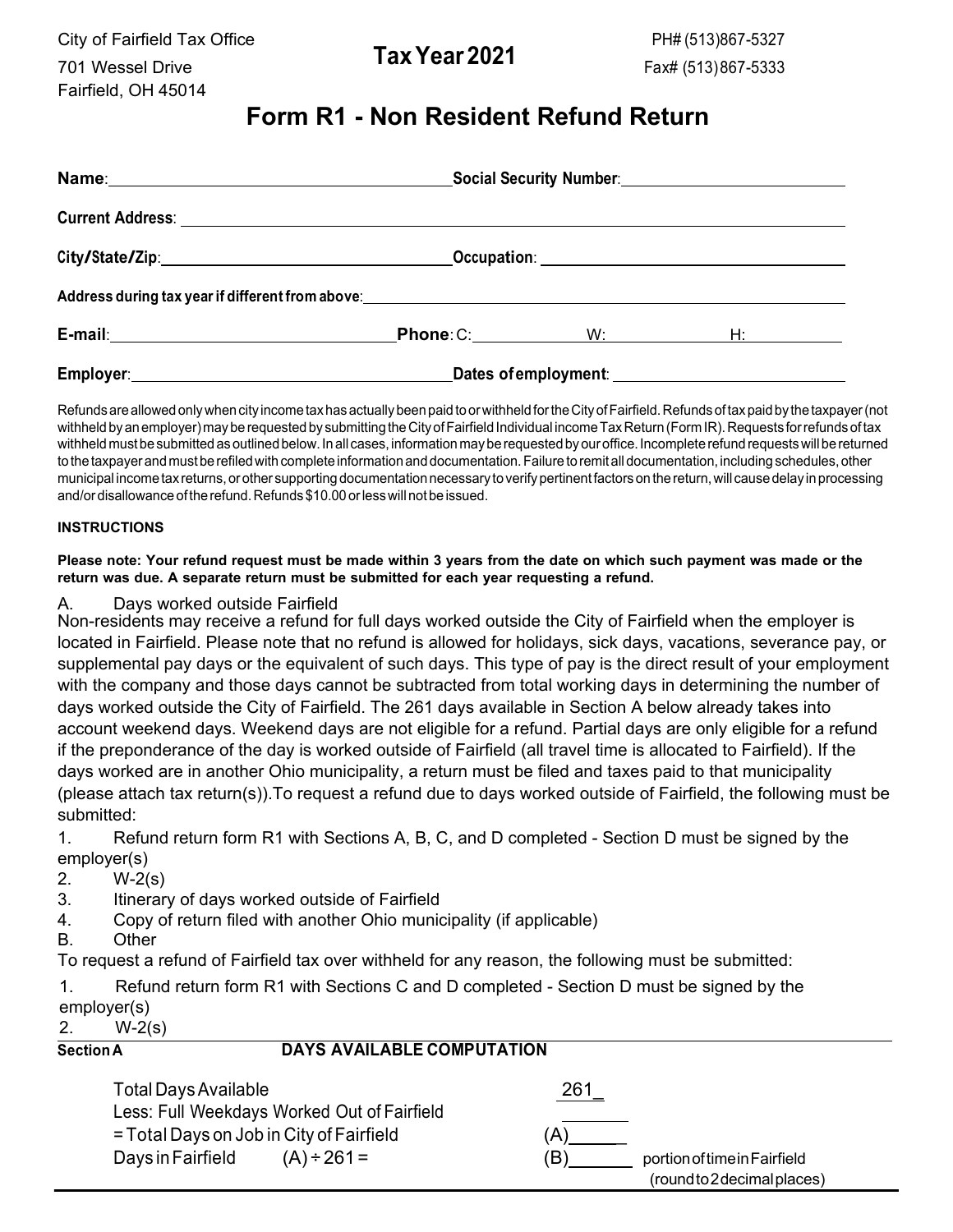City of Fairfield Tax Office
701 Wessel Drive
Fairfield, OH 45014

**Tax Year 2021**

PH# (513)867-5327
Fax# (513) 867-5333

# Form R1 - Non Resident Refund Return

**Name**: ______________________ **Social Security Number**: ______________________

**Current Address**: ______________________________________________

**City/State/Zip**: ______________________ **Occupation**: ______________________

**Address during tax year if different from above**: ______________________________

**E-mail**: ______________________ **Phone**: C: __________ W: __________ H: __________

**Employer**: ______________________ **Dates of employment**: ______________________

Refunds are allowed only when city income tax has actually been paid to or withheld for the City of Fairfield. Refunds of tax paid by the taxpayer (not withheld by an employer) may be requested by submitting the City of Fairfield Individual income Tax Return (Form IR). Requests for refunds of tax withheld must be submitted as outlined below. In all cases, information may be requested by our office. Incomplete refund requests will be returned to the taxpayer and must be refiled with complete information and documentation. Failure to remit all documentation, including schedules, other municipal income tax returns, or other supporting documentation necessary to verify pertinent factors on the return, will cause delay in processing and/or disallowance of the refund. Refunds $10.00 or less will not be issued.

**INSTRUCTIONS**

**Please note: Your refund request must be made within 3 years from the date on which such payment was made or the return was due. A separate return must be submitted for each year requesting a refund.**

A. Days worked outside Fairfield

Non-residents may receive a refund for full days worked outside the City of Fairfield when the employer is located in Fairfield. Please note that no refund is allowed for holidays, sick days, vacations, severance pay, or supplemental pay days or the equivalent of such days. This type of pay is the direct result of your employment with the company and those days cannot be subtracted from total working days in determining the number of days worked outside the City of Fairfield. The 261 days available in Section A below already takes into account weekend days. Weekend days are not eligible for a refund. Partial days are only eligible for a refund if the preponderance of the day is worked outside of Fairfield (all travel time is allocated to Fairfield). If the days worked are in another Ohio municipality, a return must be filed and taxes paid to that municipality (please attach tax return(s)).To request a refund due to days worked outside of Fairfield, the following must be submitted:

1. Refund return form R1 with Sections A, B, C, and D completed - Section D must be signed by the employer(s)
2. W-2(s)
3. Itinerary of days worked outside of Fairfield
4. Copy of return filed with another Ohio municipality (if applicable)

B. Other

To request a refund of Fairfield tax over withheld for any reason, the following must be submitted:

1. Refund return form R1 with Sections C and D completed - Section D must be signed by the employer(s)
2. W-2(s)

**Section A** **DAYS AVAILABLE COMPUTATION**

| | | |
|---|---|---|
| Total Days Available | 261_ | |
| Less: Full Weekdays Worked Out of Fairfield | ______ | |
| = Total Days on Job in City of Fairfield | (A)______ | |
| Days in Fairfield (A) ÷ 261 = | (B)______ | portion of time in Fairfield (round to 2 decimal places) |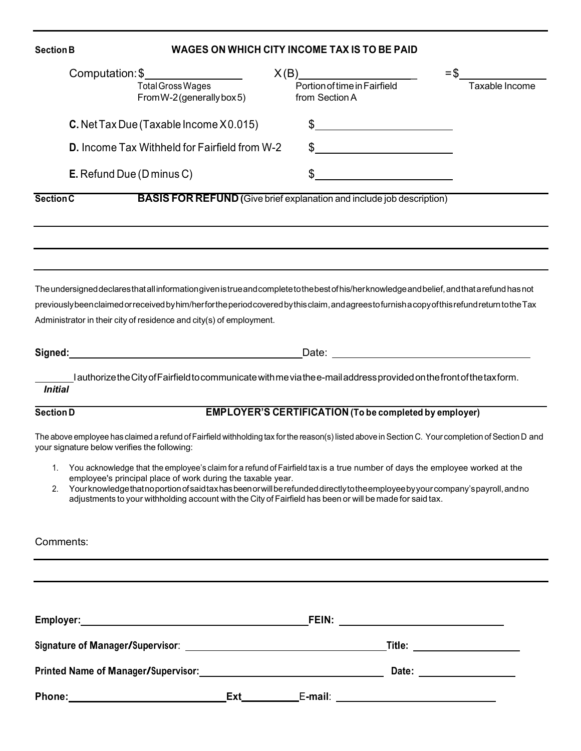**Section B** **WAGES ON WHICH CITY INCOME TAX IS TO BE PAID**

Computation: $\_\_\_\_\_\_\_\_\_\_\_\_\_\_\_\_ X (B)\_\_\_\_\_\_\_\_\_\_\_\_\_\_\_\_\_\_\_\_ = $\_\_\_\_\_\_\_\_\_\_\_\_\_\_\_\_

Total Gross Wages From W-2 (generally box 5) — Portion of time in Fairfield from Section A — Taxable Income

**C.** Net Tax Due (Taxable Income X 0.015) $\_\_\_\_\_\_\_\_\_\_\_\_\_\_\_\_\_\_\_\_\_\_\_\_

**D.** Income Tax Withheld for Fairfield from W-2 $\_\_\_\_\_\_\_\_\_\_\_\_\_\_\_\_\_\_\_\_\_\_\_\_

**E.** Refund Due (D minus C) $\_\_\_\_\_\_\_\_\_\_\_\_\_\_\_\_\_\_\_\_\_\_\_\_

**Section C** **BASIS FOR REFUND (**Give brief explanation and include job description)

\_\_\_\_\_\_\_\_\_\_\_\_\_\_\_\_\_\_\_\_\_\_\_\_\_\_\_\_\_\_\_\_\_\_\_\_\_\_\_\_\_\_\_\_\_\_\_\_\_\_\_\_\_\_\_\_\_\_\_\_\_\_\_\_\_\_\_\_\_\_\_\_\_\_\_\_

\_\_\_\_\_\_\_\_\_\_\_\_\_\_\_\_\_\_\_\_\_\_\_\_\_\_\_\_\_\_\_\_\_\_\_\_\_\_\_\_\_\_\_\_\_\_\_\_\_\_\_\_\_\_\_\_\_\_\_\_\_\_\_\_\_\_\_\_\_\_\_\_\_\_\_\_

\_\_\_\_\_\_\_\_\_\_\_\_\_\_\_\_\_\_\_\_\_\_\_\_\_\_\_\_\_\_\_\_\_\_\_\_\_\_\_\_\_\_\_\_\_\_\_\_\_\_\_\_\_\_\_\_\_\_\_\_\_\_\_\_\_\_\_\_\_\_\_\_\_\_\_\_

The undersigned declares that all information given is true and complete to the best of his/her knowledge and belief, and that a refund has not previously been claimed or received by him/her for the period covered by this claim, and agrees to furnish a copy of this refund return to the Tax Administrator in their city of residence and city(s) of employment.

**Signed:**\_\_\_\_\_\_\_\_\_\_\_\_\_\_\_\_\_\_\_\_\_\_\_\_\_\_\_\_\_\_\_\_\_\_\_\_\_\_\_\_ Date: \_\_\_\_\_\_\_\_\_\_\_\_\_\_\_\_\_\_\_\_\_\_\_\_\_\_\_\_\_\_\_\_\_\_\_\_

\_\_\_\_\_\_\_\_ I authorize the City of Fairfield to communicate with me via the e-mail address provided on the front of the tax form.
***Initial***

**Section D** **EMPLOYER'S CERTIFICATION (To be completed by employer)**

The above employee has claimed a refund of Fairfield withholding tax for the reason(s) listed above in Section C. Your completion of Section D and your signature below verifies the following:

1. You acknowledge that the employee's claim for a refund of Fairfield tax is a true number of days the employee worked at the employee's principal place of work during the taxable year.
2. Your knowledge that no portion of said tax has been or will be refunded directly to the employee by your company's payroll, and no adjustments to your withholding account with the City of Fairfield has been or will be made for said tax.

Comments:

\_\_\_\_\_\_\_\_\_\_\_\_\_\_\_\_\_\_\_\_\_\_\_\_\_\_\_\_\_\_\_\_\_\_\_\_\_\_\_\_\_\_\_\_\_\_\_\_\_\_\_\_\_\_\_\_\_\_\_\_\_\_\_\_\_\_\_\_\_\_\_\_\_\_\_\_

\_\_\_\_\_\_\_\_\_\_\_\_\_\_\_\_\_\_\_\_\_\_\_\_\_\_\_\_\_\_\_\_\_\_\_\_\_\_\_\_\_\_\_\_\_\_\_\_\_\_\_\_\_\_\_\_\_\_\_\_\_\_\_\_\_\_\_\_\_\_\_\_\_\_\_\_

**Employer:**\_\_\_\_\_\_\_\_\_\_\_\_\_\_\_\_\_\_\_\_\_\_\_\_\_\_\_\_\_\_\_\_\_\_\_\_\_\_\_\_ **FEIN:** \_\_\_\_\_\_\_\_\_\_\_\_\_\_\_\_\_\_\_\_\_\_\_\_\_\_\_\_\_\_

**Signature of Manager/Supervisor**: \_\_\_\_\_\_\_\_\_\_\_\_\_\_\_\_\_\_\_\_\_\_\_\_\_\_\_\_\_\_\_\_\_\_\_\_ **Title:** \_\_\_\_\_\_\_\_\_\_\_\_\_\_\_\_\_\_\_\_\_

**Printed Name of Manager/Supervisor:**\_\_\_\_\_\_\_\_\_\_\_\_\_\_\_\_\_\_\_\_\_\_\_\_\_\_\_\_\_\_\_\_\_\_\_\_ **Date:** \_\_\_\_\_\_\_\_\_\_\_\_\_\_\_\_\_\_\_\_\_

**Phone:**\_\_\_\_\_\_\_\_\_\_\_\_\_\_\_\_\_\_\_\_\_\_\_\_\_\_\_\_ **Ext**\_\_\_\_\_\_\_\_\_\_ E**-mail**: \_\_\_\_\_\_\_\_\_\_\_\_\_\_\_\_\_\_\_\_\_\_\_\_\_\_\_\_\_\_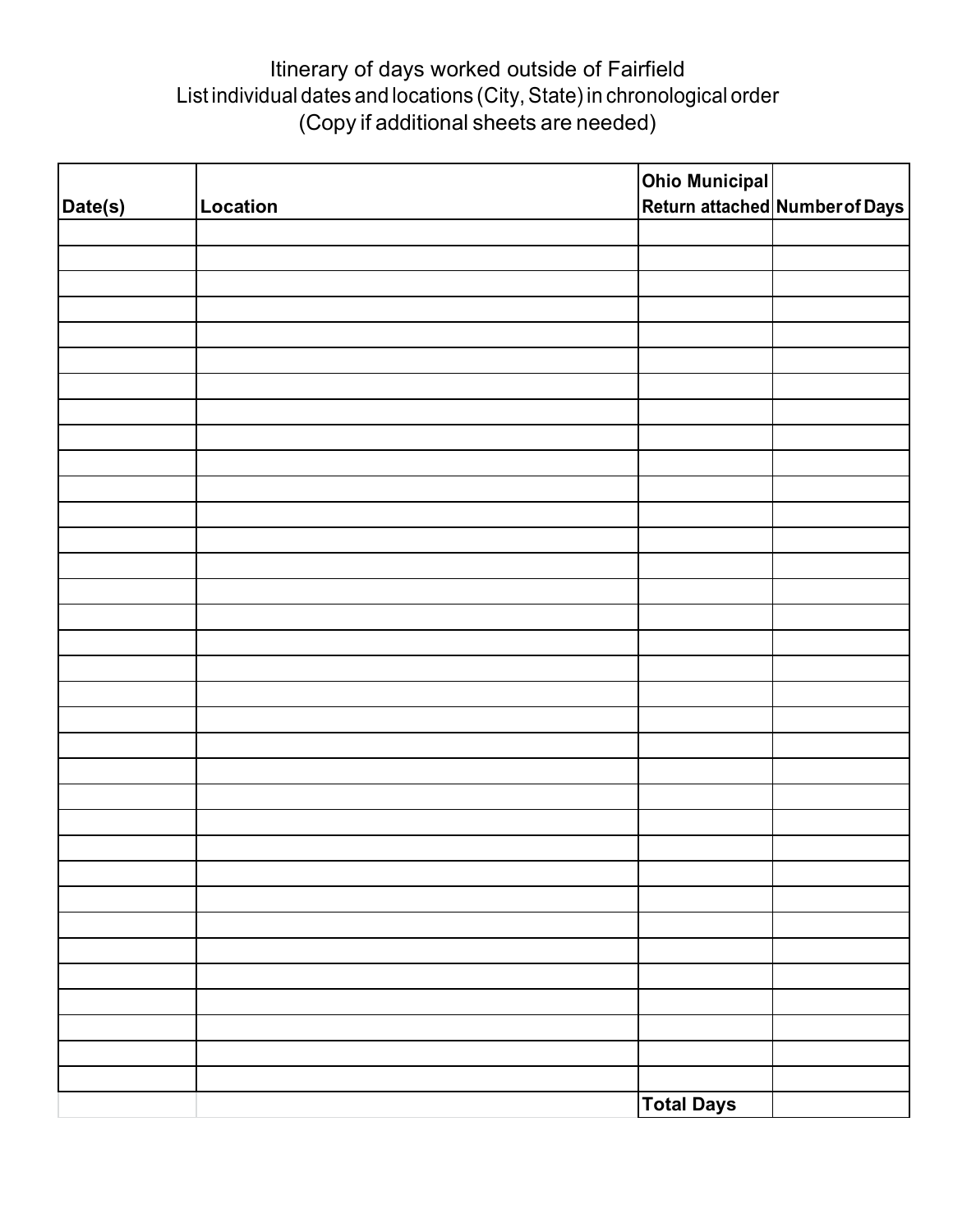Itinerary of days worked outside of Fairfield

List individual dates and locations (City, State) in chronological order

(Copy if additional sheets are needed)

| Date(s) | Location | Ohio Municipal Return attached | Number of Days |
|---|---|---|---|
| | | | |
| | | | |
| | | | |
| | | | |
| | | | |
| | | | |
| | | | |
| | | | |
| | | | |
| | | | |
| | | | |
| | | | |
| | | | |
| | | | |
| | | | |
| | | | |
| | | | |
| | | | |
| | | | |
| | | | |
| | | | |
| | | | |
| | | | |
| | | | |
| | | | |
| | | | |
| | | | |
| | | | |
| | | | |
| | | | |
| | | | |
| | | | |
| | | | |
| | | | |
| | | **Total Days** | |